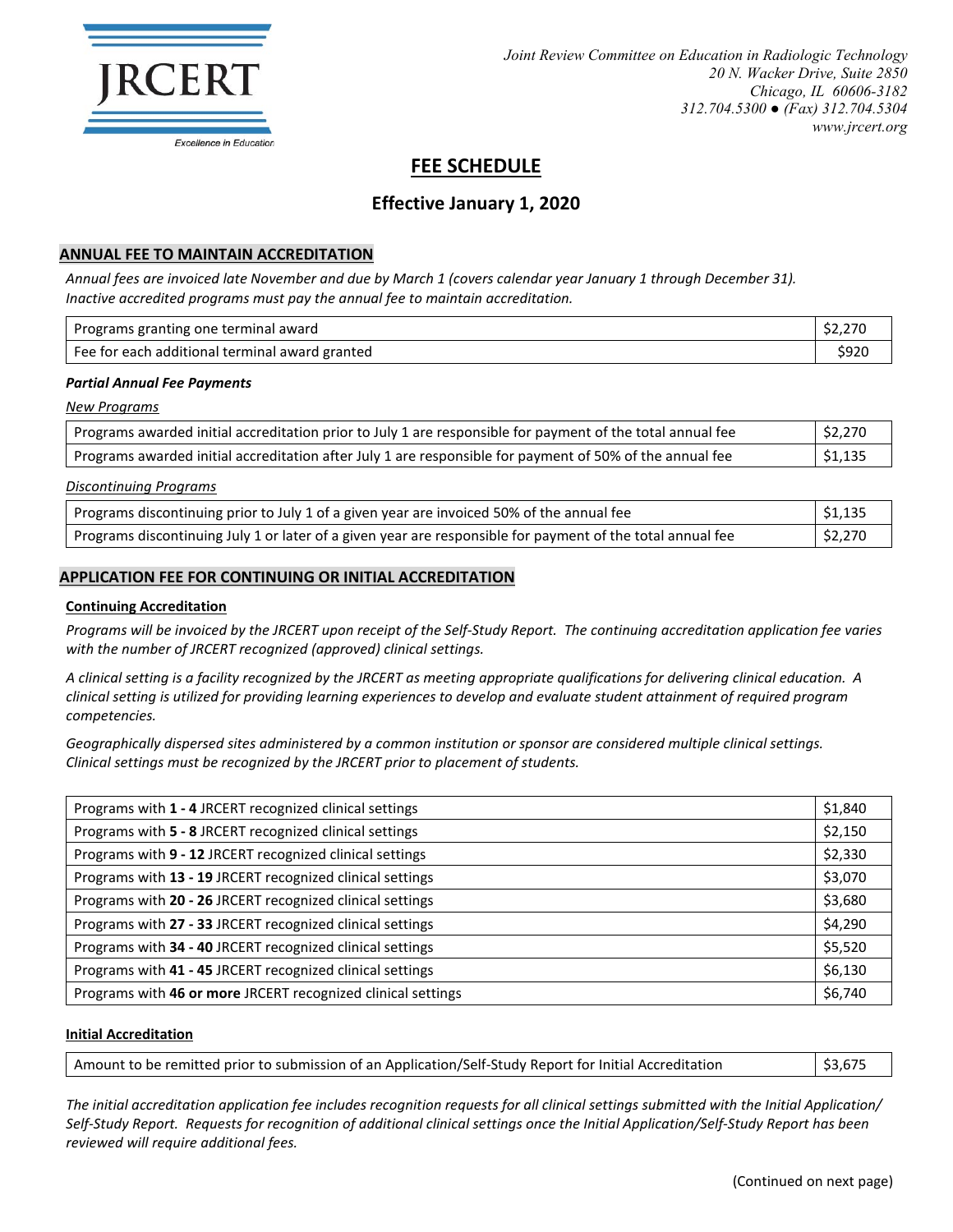JRCERT

Excellence in Education

*Joint Review Committee on Education in Radiologic Technology*
*20 N. Wacker Drive, Suite 2850*
*Chicago, IL 60606-3182*
*312.704.5300 ● (Fax) 312.704.5304*
*www.jrcert.org*

# FEE SCHEDULE

## Effective January 1, 2020

### ANNUAL FEE TO MAINTAIN ACCREDITATION

*Annual fees are invoiced late November and due by March 1 (covers calendar year January 1 through December 31). Inactive accredited programs must pay the annual fee to maintain accreditation.*

| | |
|---|---|
| Programs granting one terminal award | $2,270 |
| Fee for each additional terminal award granted | $920 |

***Partial Annual Fee Payments***

*New Programs*

| | |
|---|---|
| Programs awarded initial accreditation prior to July 1 are responsible for payment of the total annual fee | $2,270 |
| Programs awarded initial accreditation after July 1 are responsible for payment of 50% of the annual fee | $1,135 |

*Discontinuing Programs*

| | |
|---|---|
| Programs discontinuing prior to July 1 of a given year are invoiced 50% of the annual fee | $1,135 |
| Programs discontinuing July 1 or later of a given year are responsible for payment of the total annual fee | $2,270 |

### APPLICATION FEE FOR CONTINUING OR INITIAL ACCREDITATION

**Continuing Accreditation**

*Programs will be invoiced by the JRCERT upon receipt of the Self-Study Report. The continuing accreditation application fee varies with the number of JRCERT recognized (approved) clinical settings.*

*A clinical setting is a facility recognized by the JRCERT as meeting appropriate qualifications for delivering clinical education. A clinical setting is utilized for providing learning experiences to develop and evaluate student attainment of required program competencies.*

*Geographically dispersed sites administered by a common institution or sponsor are considered multiple clinical settings. Clinical settings must be recognized by the JRCERT prior to placement of students.*

| | |
|---|---|
| Programs with **1 - 4** JRCERT recognized clinical settings | $1,840 |
| Programs with **5 - 8** JRCERT recognized clinical settings | $2,150 |
| Programs with **9 - 12** JRCERT recognized clinical settings | $2,330 |
| Programs with **13 - 19** JRCERT recognized clinical settings | $3,070 |
| Programs with **20 - 26** JRCERT recognized clinical settings | $3,680 |
| Programs with **27 - 33** JRCERT recognized clinical settings | $4,290 |
| Programs with **34 - 40** JRCERT recognized clinical settings | $5,520 |
| Programs with **41 - 45** JRCERT recognized clinical settings | $6,130 |
| Programs with **46 or more** JRCERT recognized clinical settings | $6,740 |

**Initial Accreditation**

| | |
|---|---|
| Amount to be remitted prior to submission of an Application/Self-Study Report for Initial Accreditation | $3,675 |

*The initial accreditation application fee includes recognition requests for all clinical settings submitted with the Initial Application/ Self-Study Report. Requests for recognition of additional clinical settings once the Initial Application/Self-Study Report has been reviewed will require additional fees.*

(Continued on next page)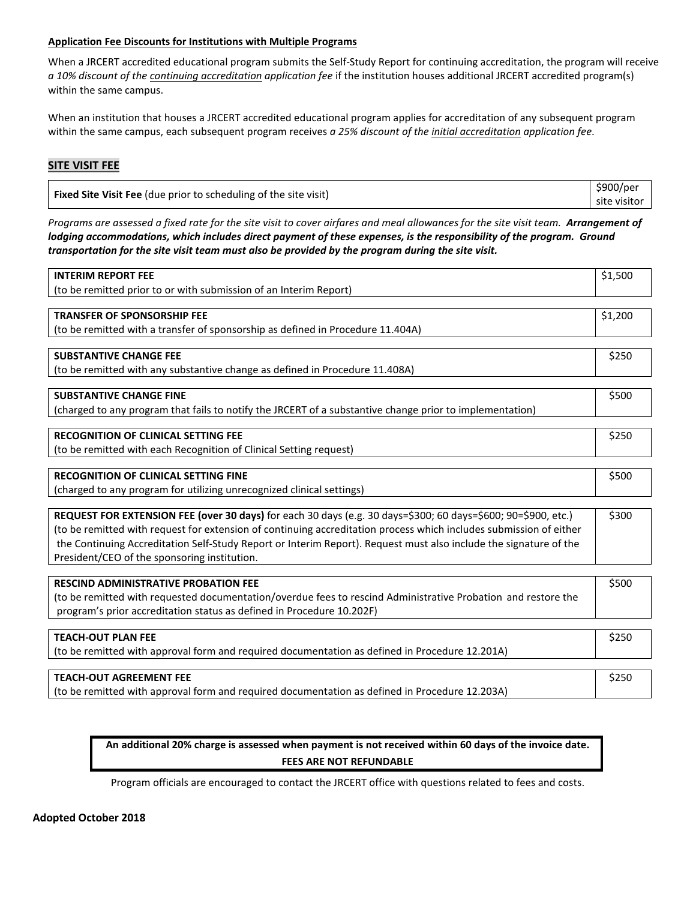**Application Fee Discounts for Institutions with Multiple Programs**

When a JRCERT accredited educational program submits the Self-Study Report for continuing accreditation, the program will receive *a 10% discount of the continuing accreditation application fee* if the institution houses additional JRCERT accredited program(s) within the same campus.

When an institution that houses a JRCERT accredited educational program applies for accreditation of any subsequent program within the same campus, each subsequent program receives *a 25% discount of the initial accreditation application fee*.

## SITE VISIT FEE

| | |
|---|---|
| **Fixed Site Visit Fee** (due prior to scheduling of the site visit) | $900/per site visitor |

*Programs are assessed a fixed rate for the site visit to cover airfares and meal allowances for the site visit team.* ***Arrangement of lodging accommodations, which includes direct payment of these expenses, is the responsibility of the program. Ground transportation for the site visit team must also be provided by the program during the site visit.***

| | |
|---|---|
| **INTERIM REPORT FEE**<br>(to be remitted prior to or with submission of an Interim Report) | $1,500 |
| **TRANSFER OF SPONSORSHIP FEE**<br>(to be remitted with a transfer of sponsorship as defined in Procedure 11.404A) | $1,200 |
| **SUBSTANTIVE CHANGE FEE**<br>(to be remitted with any substantive change as defined in Procedure 11.408A) | $250 |
| **SUBSTANTIVE CHANGE FINE**<br>(charged to any program that fails to notify the JRCERT of a substantive change prior to implementation) | $500 |
| **RECOGNITION OF CLINICAL SETTING FEE**<br>(to be remitted with each Recognition of Clinical Setting request) | $250 |
| **RECOGNITION OF CLINICAL SETTING FINE**<br>(charged to any program for utilizing unrecognized clinical settings) | $500 |
| **REQUEST FOR EXTENSION FEE (over 30 days)** for each 30 days (e.g. 30 days=$300; 60 days=$600; 90=$900, etc.)<br>(to be remitted with request for extension of continuing accreditation process which includes submission of either the Continuing Accreditation Self-Study Report or Interim Report). Request must also include the signature of the President/CEO of the sponsoring institution. | $300 |
| **RESCIND ADMINISTRATIVE PROBATION FEE**<br>(to be remitted with requested documentation/overdue fees to rescind Administrative Probation and restore the program's prior accreditation status as defined in Procedure 10.202F) | $500 |
| **TEACH-OUT PLAN FEE**<br>(to be remitted with approval form and required documentation as defined in Procedure 12.201A) | $250 |
| **TEACH-OUT AGREEMENT FEE**<br>(to be remitted with approval form and required documentation as defined in Procedure 12.203A) | $250 |

**An additional 20% charge is assessed when payment is not received within 60 days of the invoice date.**
**FEES ARE NOT REFUNDABLE**

Program officials are encouraged to contact the JRCERT office with questions related to fees and costs.

**Adopted October 2018**